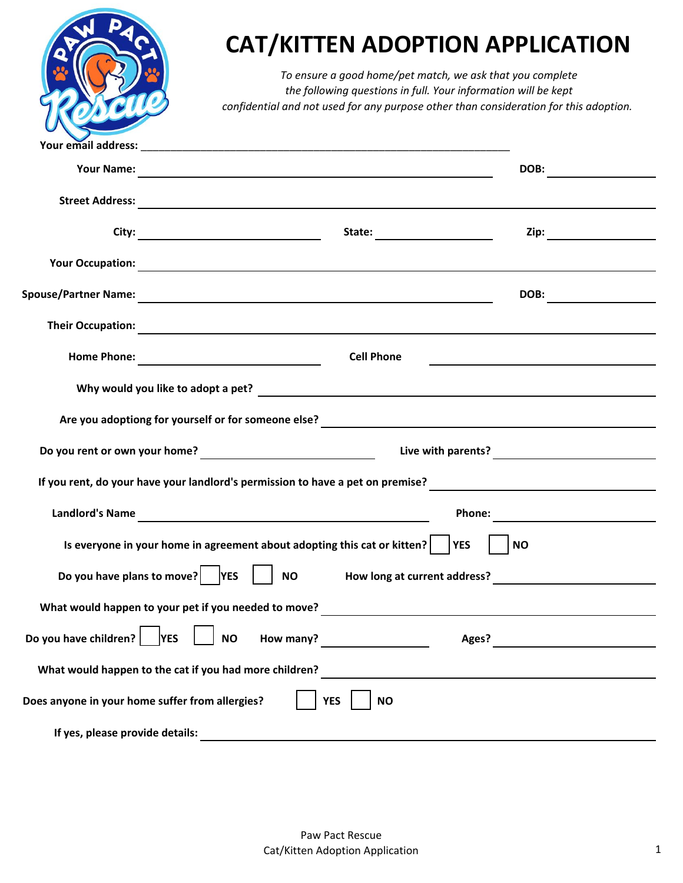# CAT/KITTEN ADOPTION APPLICATION

*To ensure a good home/pet match, we ask that you complete the following questions in full. Your information will be kept confidential and not used for any purpose other than consideration for this adoption.*

**Your email address:** ____________________

**Your Name:** ____________________ **DOB:** __________

**Street Address:** ____________________

**City:** __________ **State:** __________ **Zip:** __________

**Your Occupation:** ____________________

**Spouse/Partner Name:** ____________________ **DOB:** __________

**Their Occupation:** ____________________

**Home Phone:** __________ **Cell Phone** __________

**Why would you like to adopt a pet?** ____________________

**Are you adoptiong for yourself or for someone else?** ____________________

**Do you rent or own your home?** __________ **Live with parents?** __________

**If you rent, do your have your landlord's permission to have a pet on premise?** __________

**Landlord's Name** ____________________ **Phone:** __________

**Is everyone in your home in agreement about adopting this cat or kitten?** ☐ **YES** ☐ **NO**

**Do you have plans to move?** ☐ **YES** ☐ **NO** **How long at current address?** __________

**What would happen to your pet if you needed to move?** ____________________

**Do you have children?** ☐ **YES** ☐ **NO** **How many?** __________ **Ages?** __________

**What would happen to the cat if you had more children?** ____________________

**Does anyone in your home suffer from allergies?** ☐ **YES** ☐ **NO**

**If yes, please provide details:** ____________________

Paw Pact Rescue
Cat/Kitten Adoption Application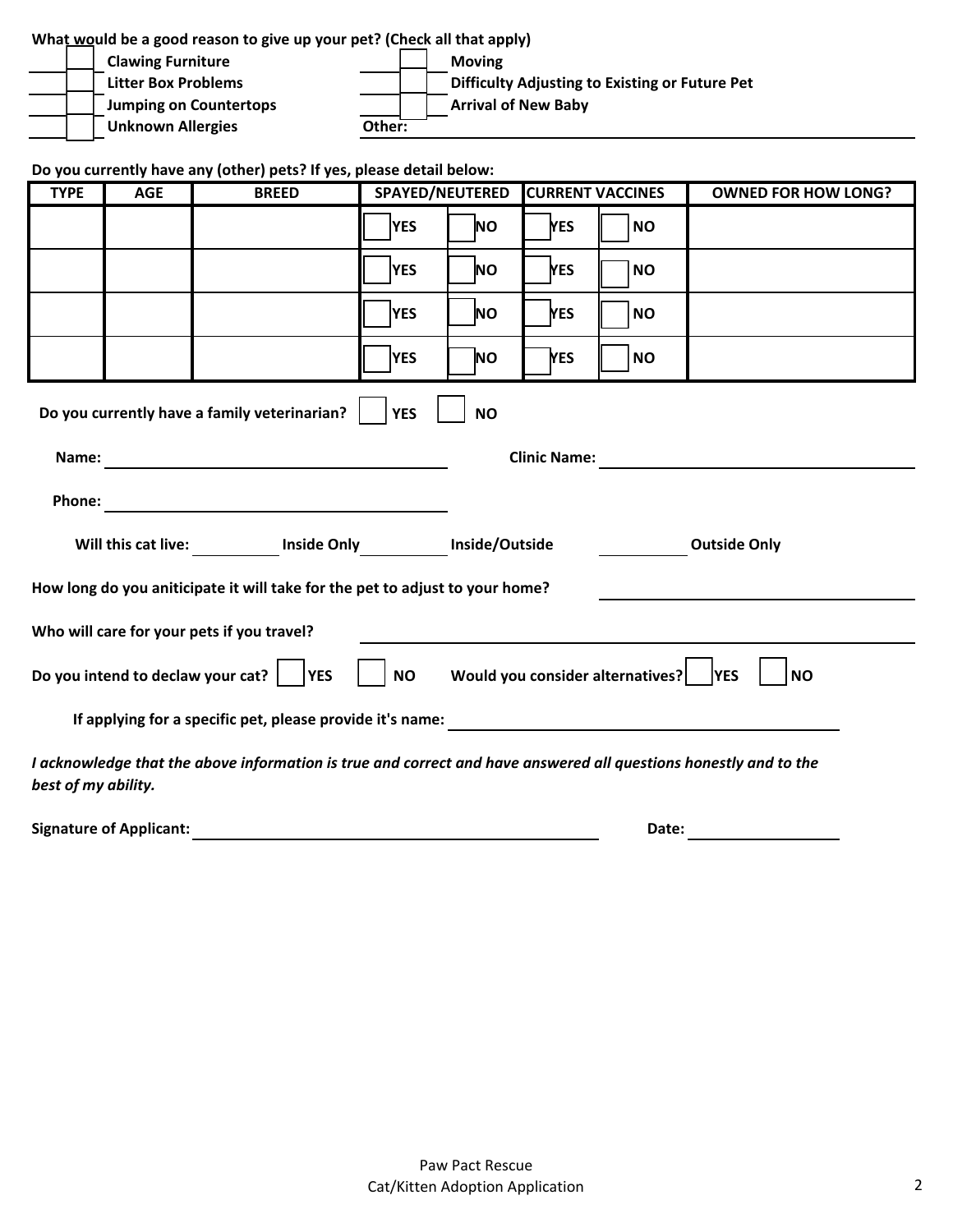What would be a good reason to give up your pet? (Check all that apply)

- [ ] Clawing Furniture
- [ ] Litter Box Problems
- [ ] Jumping on Countertops
- [ ] Unknown Allergies
- [ ] Moving
- [ ] Difficulty Adjusting to Existing or Future Pet
- [ ] Arrival of New Baby

Other: ______________________________

**Do you currently have any (other) pets? If yes, please detail below:**

| TYPE | AGE | BREED | SPAYED/NEUTERED | | CURRENT VACCINES | | OWNED FOR HOW LONG? |
|---|---|---|---|---|---|---|---|
| | | | ☐ YES | ☐ NO | ☐ YES | ☐ NO | |
| | | | ☐ YES | ☐ NO | ☐ YES | ☐ NO | |
| | | | ☐ YES | ☐ NO | ☐ YES | ☐ NO | |
| | | | ☐ YES | ☐ NO | ☐ YES | ☐ NO | |

**Do you currently have a family veterinarian?** ☐ YES ☐ NO

**Name:** ______________________________ **Clinic Name:** ______________________________

**Phone:** ______________________________

**Will this cat live:** ________ **Inside Only** ________ **Inside/Outside** ________ **Outside Only**

**How long do you aniticipate it will take for the pet to adjust to your home?** ______________________________

**Who will care for your pets if you travel?** ______________________________

**Do you intend to declaw your cat?** ☐ YES ☐ NO **Would you consider alternatives?** ☐ YES ☐ NO

**If applying for a specific pet, please provide it's name:** ______________________________

***I acknowledge that the above information is true and correct and have answered all questions honestly and to the best of my ability.***

**Signature of Applicant:** ______________________________ **Date:** ______________

Paw Pact Rescue
Cat/Kitten Adoption Application